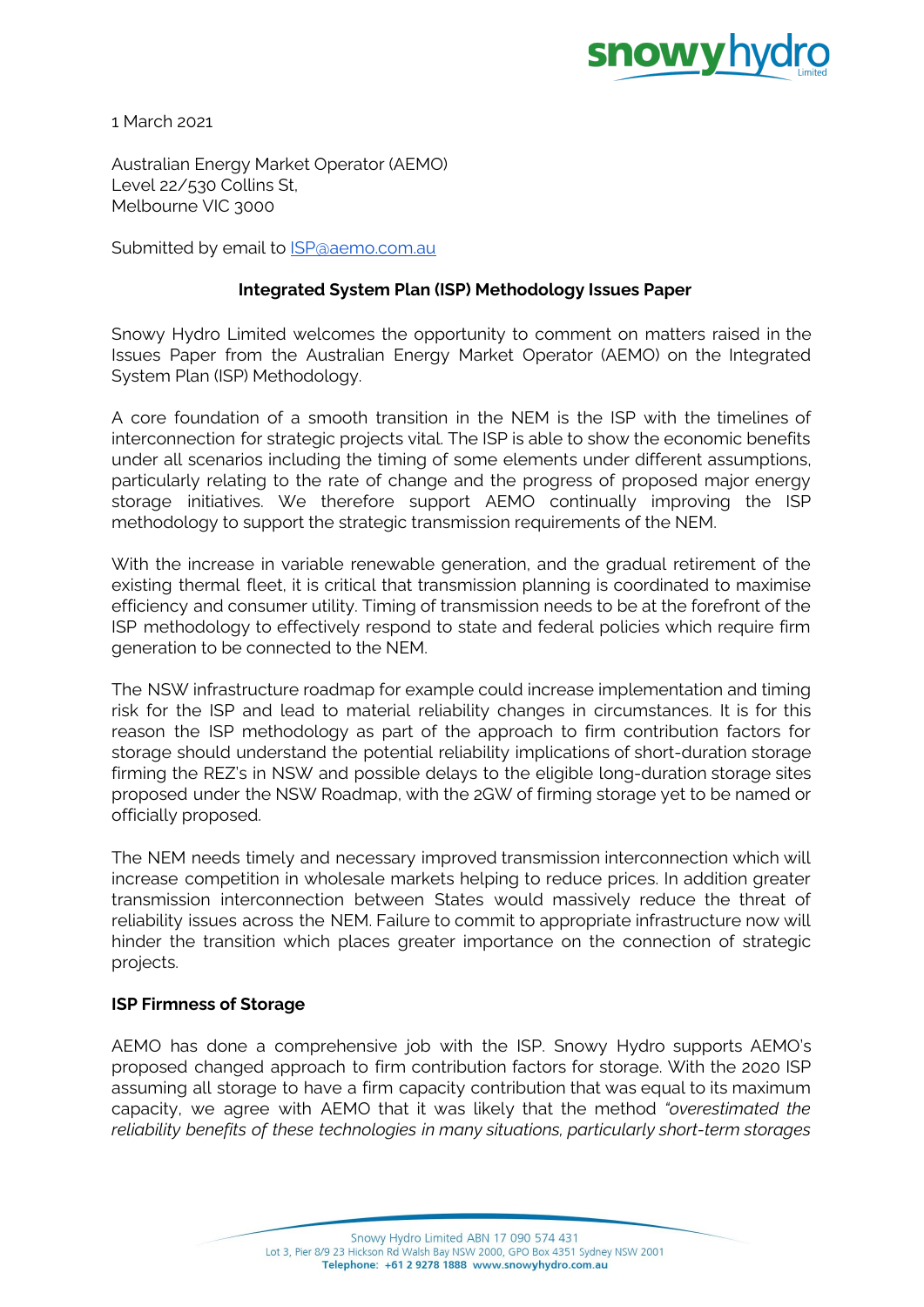1 March 2021

Australian Energy Market Operator (AEMO)
Level 22/530 Collins St,
Melbourne VIC 3000

Submitted by email to ISP@aemo.com.au

**Integrated System Plan (ISP) Methodology Issues Paper**

Snowy Hydro Limited welcomes the opportunity to comment on matters raised in the Issues Paper from the Australian Energy Market Operator (AEMO) on the Integrated System Plan (ISP) Methodology.

A core foundation of a smooth transition in the NEM is the ISP with the timelines of interconnection for strategic projects vital. The ISP is able to show the economic benefits under all scenarios including the timing of some elements under different assumptions, particularly relating to the rate of change and the progress of proposed major energy storage initiatives. We therefore support AEMO continually improving the ISP methodology to support the strategic transmission requirements of the NEM.

With the increase in variable renewable generation, and the gradual retirement of the existing thermal fleet, it is critical that transmission planning is coordinated to maximise efficiency and consumer utility. Timing of transmission needs to be at the forefront of the ISP methodology to effectively respond to state and federal policies which require firm generation to be connected to the NEM.

The NSW infrastructure roadmap for example could increase implementation and timing risk for the ISP and lead to material reliability changes in circumstances. It is for this reason the ISP methodology as part of the approach to firm contribution factors for storage should understand the potential reliability implications of short-duration storage firming the REZ's in NSW and possible delays to the eligible long-duration storage sites proposed under the NSW Roadmap, with the 2GW of firming storage yet to be named or officially proposed.

The NEM needs timely and necessary improved transmission interconnection which will increase competition in wholesale markets helping to reduce prices. In addition greater transmission interconnection between States would massively reduce the threat of reliability issues across the NEM. Failure to commit to appropriate infrastructure now will hinder the transition which places greater importance on the connection of strategic projects.

**ISP Firmness of Storage**

AEMO has done a comprehensive job with the ISP. Snowy Hydro supports AEMO's proposed changed approach to firm contribution factors for storage. With the 2020 ISP assuming all storage to have a firm capacity contribution that was equal to its maximum capacity, we agree with AEMO that it was likely that the method *"overestimated the reliability benefits of these technologies in many situations, particularly short-term storages*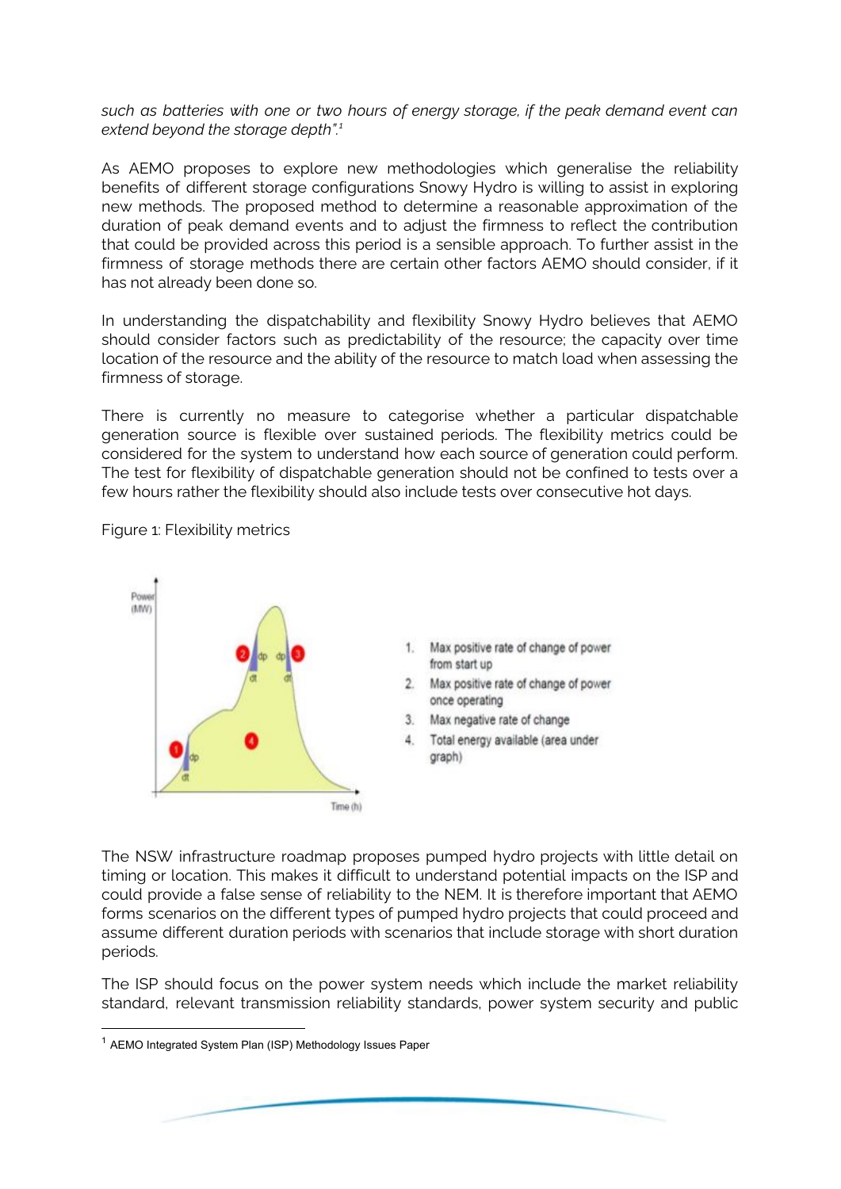*such as batteries with one or two hours of energy storage, if the peak demand event can extend beyond the storage depth".*[1]

As AEMO proposes to explore new methodologies which generalise the reliability benefits of different storage configurations Snowy Hydro is willing to assist in exploring new methods. The proposed method to determine a reasonable approximation of the duration of peak demand events and to adjust the firmness to reflect the contribution that could be provided across this period is a sensible approach. To further assist in the firmness of storage methods there are certain other factors AEMO should consider, if it has not already been done so.

In understanding the dispatchability and flexibility Snowy Hydro believes that AEMO should consider factors such as predictability of the resource; the capacity over time location of the resource and the ability of the resource to match load when assessing the firmness of storage.

There is currently no measure to categorise whether a particular dispatchable generation source is flexible over sustained periods. The flexibility metrics could be considered for the system to understand how each source of generation could perform. The test for flexibility of dispatchable generation should not be confined to tests over a few hours rather the flexibility should also include tests over consecutive hot days.

Figure 1: Flexibility metrics

1. Max positive rate of change of power from start up
2. Max positive rate of change of power once operating
3. Max negative rate of change
4. Total energy available (area under graph)

The NSW infrastructure roadmap proposes pumped hydro projects with little detail on timing or location. This makes it difficult to understand potential impacts on the ISP and could provide a false sense of reliability to the NEM. It is therefore important that AEMO forms scenarios on the different types of pumped hydro projects that could proceed and assume different duration periods with scenarios that include storage with short duration periods.

The ISP should focus on the power system needs which include the market reliability standard, relevant transmission reliability standards, power system security and public

[1] AEMO Integrated System Plan (ISP) Methodology Issues Paper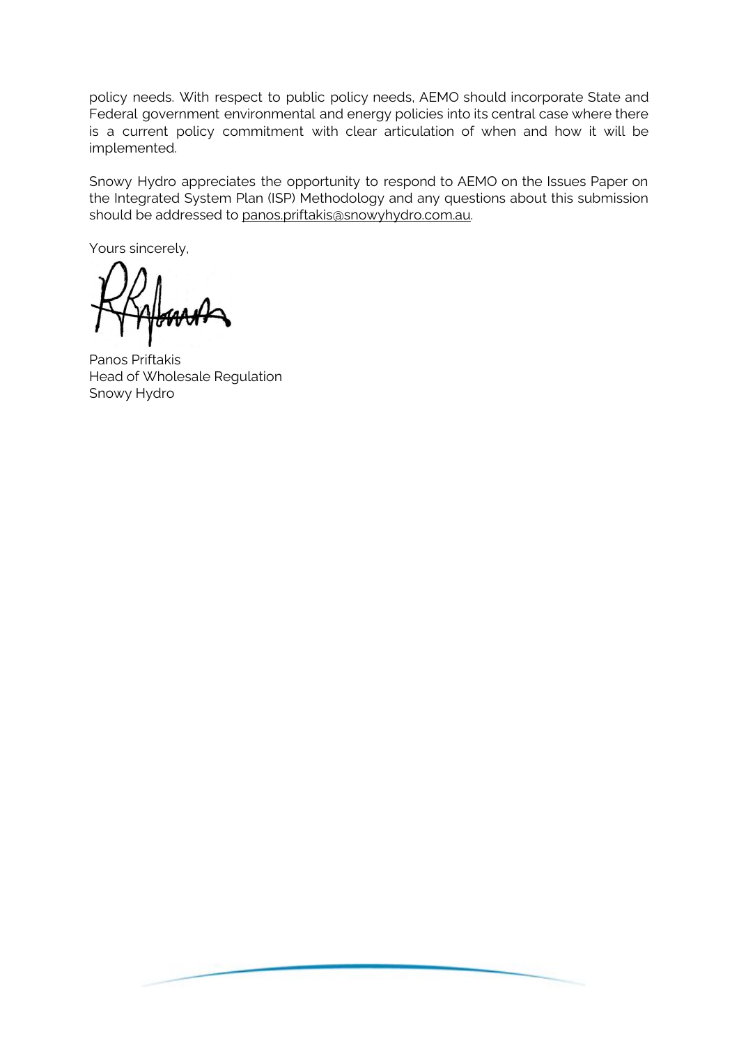policy needs. With respect to public policy needs, AEMO should incorporate State and Federal government environmental and energy policies into its central case where there is a current policy commitment with clear articulation of when and how it will be implemented.

Snowy Hydro appreciates the opportunity to respond to AEMO on the Issues Paper on the Integrated System Plan (ISP) Methodology and any questions about this submission should be addressed to panos.priftakis@snowyhydro.com.au.

Yours sincerely,

Panos Priftakis
Head of Wholesale Regulation
Snowy Hydro